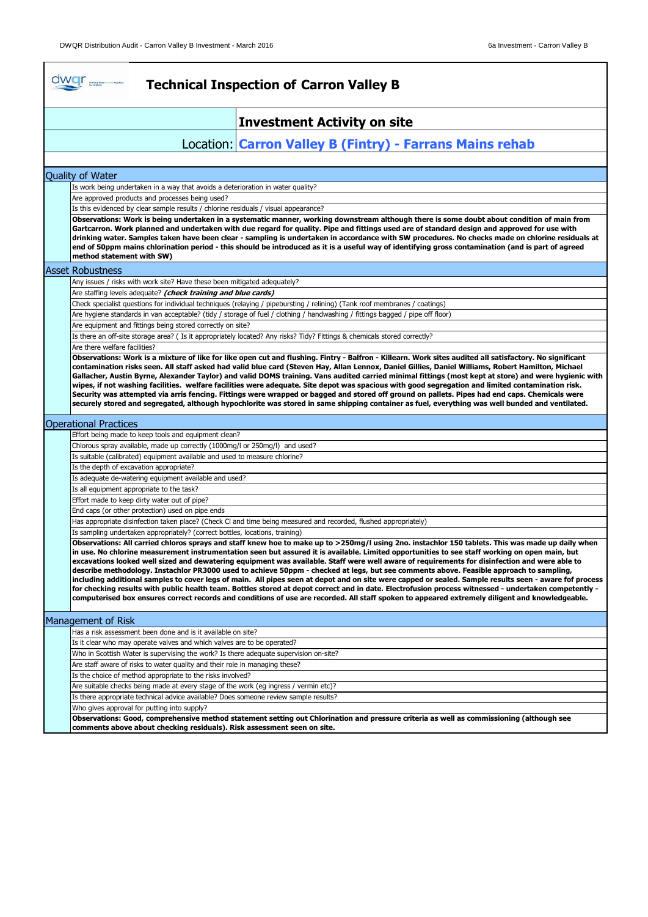# Technical Inspection of Carron Valley B

## Investment Activity on site

### Location: Carron Valley B (Fintry) - Farrans Mains rehab

### Quality of Water

- Is work being undertaken in a way that avoids a deterioration in water quality?
- Are approved products and processes being used?
- Is this evidenced by clear sample results / chlorine residuals / visual appearance?

**Observations: Work is being undertaken in a systematic manner, working downstream although there is some doubt about condition of main from Gartcarron. Work planned and undertaken with due regard for quality. Pipe and fittings used are of standard design and approved for use with drinking water. Samples taken have been clear - sampling is undertaken in accordance with SW procedures. No checks made on chlorine residuals at end of 50ppm mains chlorination period - this should be introduced as it is a useful way of identifying gross contamination (and is part of agreed method statement with SW)**

### Asset Robustness

- Any issues / risks with work site? Have these been mitigated adequately?
- Are staffing levels adequate? ***(check training and blue cards)***
- Check specialist questions for individual techniques (relaying / pipebursting / relining) (Tank roof membranes / coatings)
- Are hygiene standards in van acceptable? (tidy / storage of fuel / clothing / handwashing / fittings bagged / pipe off floor)
- Are equipment and fittings being stored correctly on site?
- Is there an off-site storage area? ( Is it appropriately located? Any risks? Tidy? Fittings & chemicals stored correctly?
- Are there welfare facilities?

**Observations: Work is a mixture of like for like open cut and flushing. Fintry - Balfron - Killearn. Work sites audited all satisfactory. No significant contamination risks seen. All staff asked had valid blue card (Steven Hay, Allan Lennox, Daniel Gillies, Daniel Williams, Robert Hamilton, Michael Gallacher, Austin Byrne, Alexander Taylor) and valid DOMS training. Vans audited carried minimal fittings (most kept at store) and were hygienic with wipes, if not washing facilities. welfare facilities were adequate. Site depot was spacious with good segregation and limited contamination risk. Security was attempted via arris fencing. Fittings were wrapped or bagged and stored off ground on pallets. Pipes had end caps. Chemicals were securely stored and segregated, although hypochlorite was stored in same shipping container as fuel, everything was well bunded and ventilated.**

### Operational Practices

- Effort being made to keep tools and equipment clean?
- Chlorous spray available, made up correctly (1000mg/l or 250mg/l) and used?
- Is suitable (calibrated) equipment available and used to measure chlorine?
- Is the depth of excavation appropriate?
- Is adequate de-watering equipment available and used?
- Is all equipment appropriate to the task?
- Effort made to keep dirty water out of pipe?
- End caps (or other protection) used on pipe ends
- Has appropriate disinfection taken place? (Check Cl and time being measured and recorded, flushed appropriately)
- Is sampling undertaken appropriately? (correct bottles, locations, training)

**Observations: All carried chloros sprays and staff knew hoe to make up to >250mg/l using 2no. instachlor 150 tablets. This was made up daily when in use. No chlorine measurement instrumentation seen but assured it is available. Limited opportunities to see staff working on open main, but excavations looked well sized and dewatering equipment was available. Staff were well aware of requirements for disinfection and were able to describe methodology. Instachlor PR3000 used to achieve 50ppm - checked at legs, but see comments above. Feasible approach to sampling, including additional samples to cover legs of main. All pipes seen at depot and on site were capped or sealed. Sample results seen - aware fof process for checking results with public health team. Bottles stored at depot correct and in date. Electrofusion process witnessed - undertaken competently - computerised box ensures correct records and conditions of use are recorded. All staff spoken to appeared extremely diligent and knowledgeable.**

### Management of Risk

- Has a risk assessment been done and is it available on site?
- Is it clear who may operate valves and which valves are to be operated?
- Who in Scottish Water is supervising the work? Is there adequate supervision on-site?
- Are staff aware of risks to water quality and their role in managing these?
- Is the choice of method appropriate to the risks involved?
- Are suitable checks being made at every stage of the work (eg ingress / vermin etc)?
- Is there appropriate technical advice available? Does someone review sample results?
- Who gives approval for putting into supply?

**Observations: Good, comprehensive method statement setting out Chlorination and pressure criteria as well as commissioning (although see comments above about checking residuals). Risk assessment seen on site.**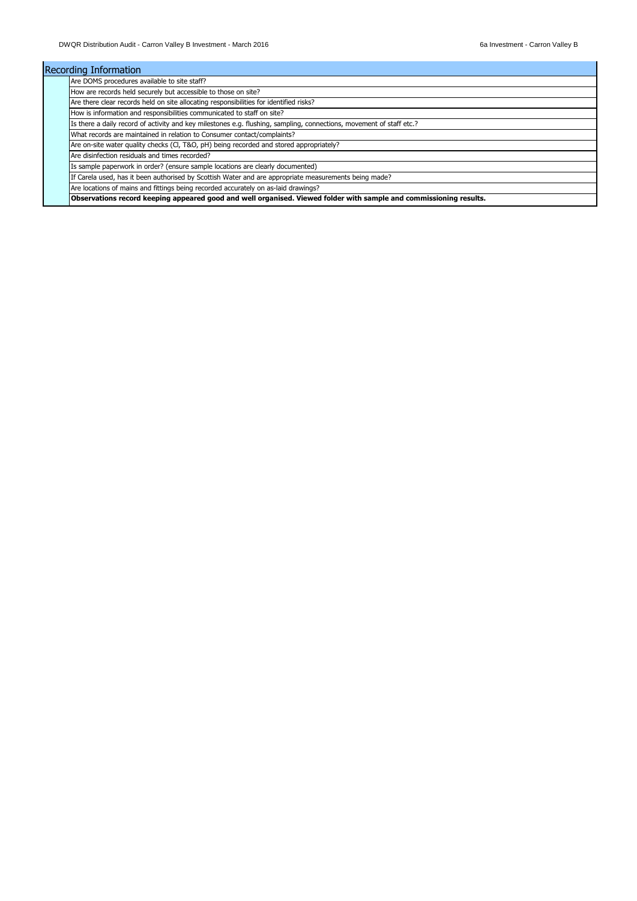## Recording Information

| | |
|---|---|
| | Are DOMS procedures available to site staff? |
| | How are records held securely but accessible to those on site? |
| | Are there clear records held on site allocating responsibilities for identified risks? |
| | How is information and responsibilities communicated to staff on site? |
| | Is there a daily record of activity and key milestones e.g. flushing, sampling, connections, movement of staff etc.? |
| | What records are maintained in relation to Consumer contact/complaints? |
| | Are on-site water quality checks (Cl, T&O, pH) being recorded and stored appropriately? |
| | Are disinfection residuals and times recorded? |
| | Is sample paperwork in order? (ensure sample locations are clearly documented) |
| | If Carela used, has it been authorised by Scottish Water and are appropriate measurements being made? |
| | Are locations of mains and fittings being recorded accurately on as-laid drawings? |
| | **Observations record keeping appeared good and well organised. Viewed folder with sample and commissioning results.** |